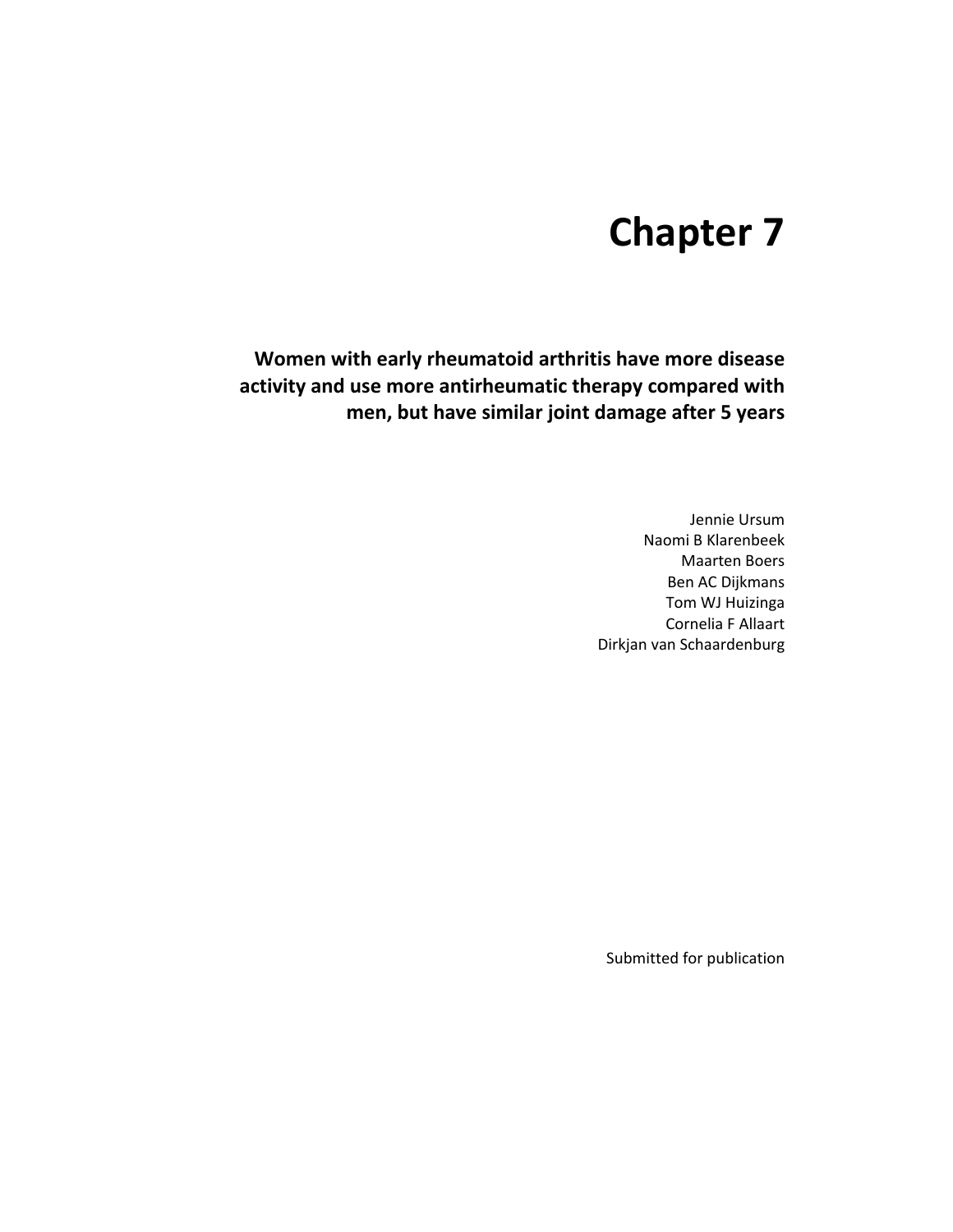# Chapter 7

## Women with early rheumatoid arthritis have more disease activity and use more antirheumatic therapy compared with men, but have similar joint damage after 5 years

Jennie Ursum
Naomi B Klarenbeek
Maarten Boers
Ben AC Dijkmans
Tom WJ Huizinga
Cornelia F Allaart
Dirkjan van Schaardenburg

Submitted for publication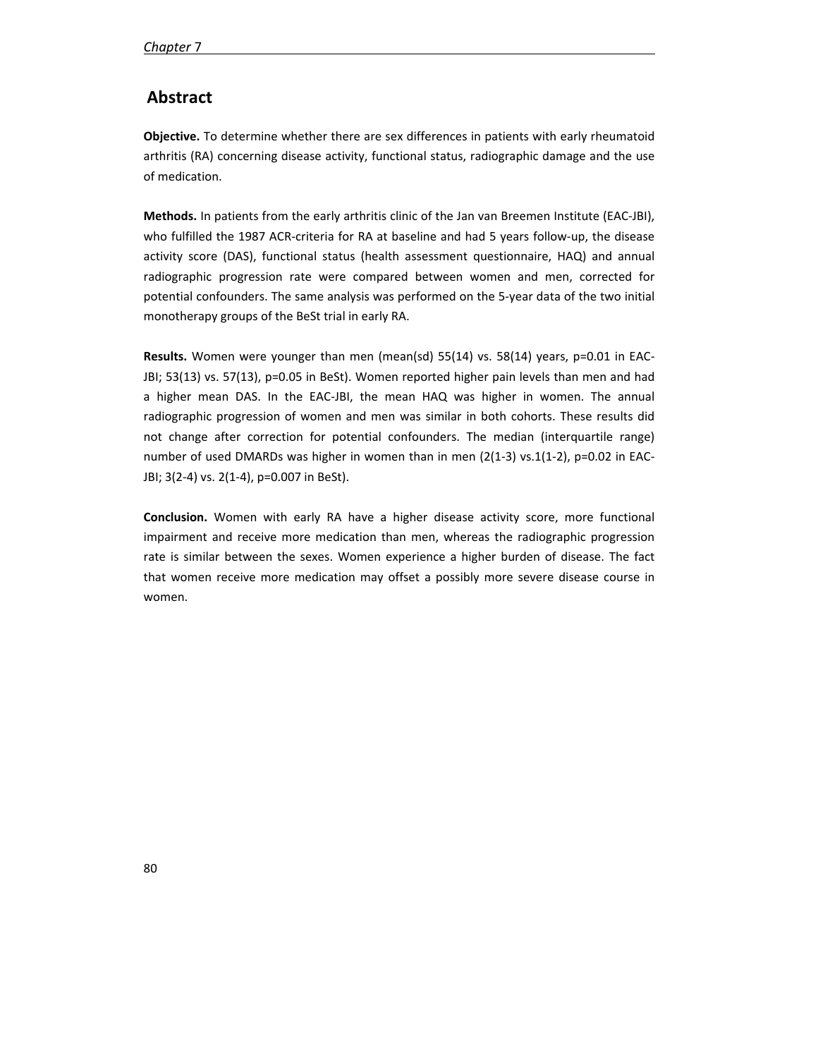## Abstract

**Objective.** To determine whether there are sex differences in patients with early rheumatoid arthritis (RA) concerning disease activity, functional status, radiographic damage and the use of medication.

**Methods.** In patients from the early arthritis clinic of the Jan van Breemen Institute (EAC-JBI), who fulfilled the 1987 ACR-criteria for RA at baseline and had 5 years follow-up, the disease activity score (DAS), functional status (health assessment questionnaire, HAQ) and annual radiographic progression rate were compared between women and men, corrected for potential confounders. The same analysis was performed on the 5-year data of the two initial monotherapy groups of the BeSt trial in early RA.

**Results.** Women were younger than men (mean(sd) 55(14) vs. 58(14) years, p=0.01 in EAC-JBI; 53(13) vs. 57(13), p=0.05 in BeSt). Women reported higher pain levels than men and had a higher mean DAS. In the EAC-JBI, the mean HAQ was higher in women. The annual radiographic progression of women and men was similar in both cohorts. These results did not change after correction for potential confounders. The median (interquartile range) number of used DMARDs was higher in women than in men (2(1-3) vs.1(1-2), p=0.02 in EAC-JBI; 3(2-4) vs. 2(1-4), p=0.007 in BeSt).

**Conclusion.** Women with early RA have a higher disease activity score, more functional impairment and receive more medication than men, whereas the radiographic progression rate is similar between the sexes. Women experience a higher burden of disease. The fact that women receive more medication may offset a possibly more severe disease course in women.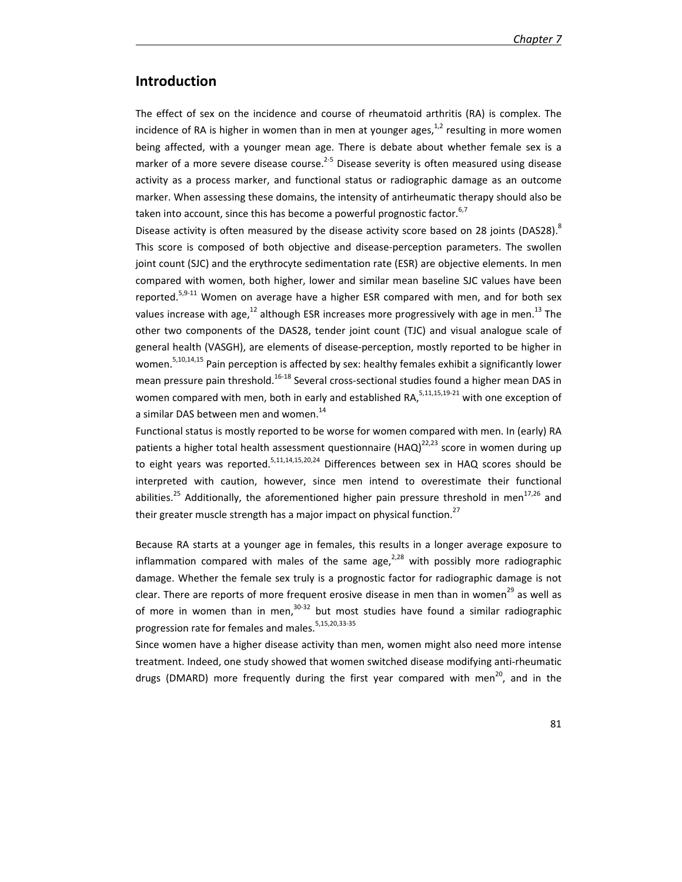## Introduction

The effect of sex on the incidence and course of rheumatoid arthritis (RA) is complex. The incidence of RA is higher in women than in men at younger ages,[1,2] resulting in more women being affected, with a younger mean age. There is debate about whether female sex is a marker of a more severe disease course.[2-5] Disease severity is often measured using disease activity as a process marker, and functional status or radiographic damage as an outcome marker. When assessing these domains, the intensity of antirheumatic therapy should also be taken into account, since this has become a powerful prognostic factor.[6,7]

Disease activity is often measured by the disease activity score based on 28 joints (DAS28).[8] This score is composed of both objective and disease-perception parameters. The swollen joint count (SJC) and the erythrocyte sedimentation rate (ESR) are objective elements. In men compared with women, both higher, lower and similar mean baseline SJC values have been reported.[5,9-11] Women on average have a higher ESR compared with men, and for both sex values increase with age,[12] although ESR increases more progressively with age in men.[13] The other two components of the DAS28, tender joint count (TJC) and visual analogue scale of general health (VASGH), are elements of disease-perception, mostly reported to be higher in women.[5,10,14,15] Pain perception is affected by sex: healthy females exhibit a significantly lower mean pressure pain threshold.[16-18] Several cross-sectional studies found a higher mean DAS in women compared with men, both in early and established RA,[5,11,15,19-21] with one exception of a similar DAS between men and women.[14]

Functional status is mostly reported to be worse for women compared with men. In (early) RA patients a higher total health assessment questionnaire (HAQ)[22,23] score in women during up to eight years was reported.[5,11,14,15,20,24] Differences between sex in HAQ scores should be interpreted with caution, however, since men intend to overestimate their functional abilities.[25] Additionally, the aforementioned higher pain pressure threshold in men[17,26] and their greater muscle strength has a major impact on physical function.[27]

Because RA starts at a younger age in females, this results in a longer average exposure to inflammation compared with males of the same age,[2,28] with possibly more radiographic damage. Whether the female sex truly is a prognostic factor for radiographic damage is not clear. There are reports of more frequent erosive disease in men than in women[29] as well as of more in women than in men,[30-32] but most studies have found a similar radiographic progression rate for females and males.[5,15,20,33-35]

Since women have a higher disease activity than men, women might also need more intense treatment. Indeed, one study showed that women switched disease modifying anti-rheumatic drugs (DMARD) more frequently during the first year compared with men[20], and in the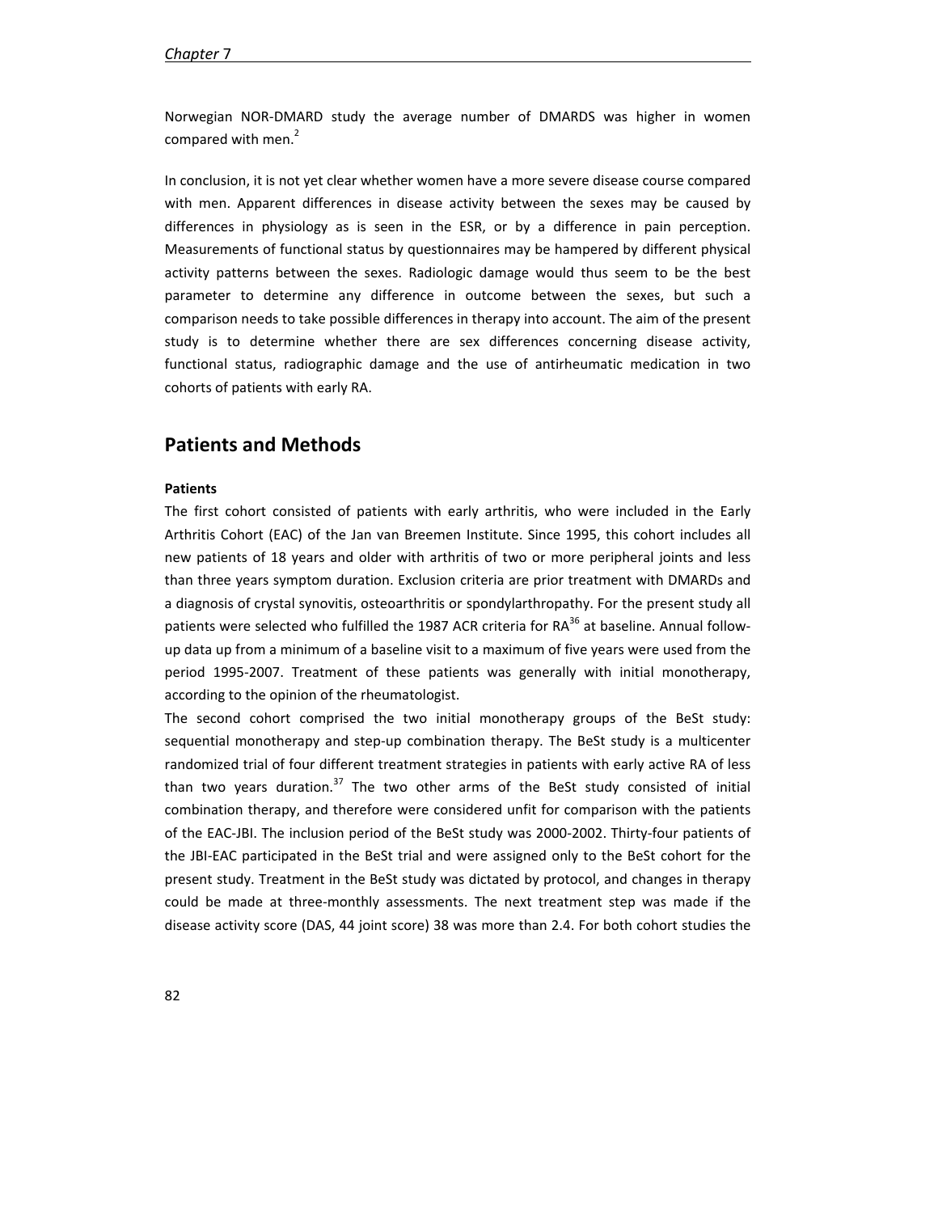Norwegian NOR-DMARD study the average number of DMARDS was higher in women compared with men.[2]

In conclusion, it is not yet clear whether women have a more severe disease course compared with men. Apparent differences in disease activity between the sexes may be caused by differences in physiology as is seen in the ESR, or by a difference in pain perception. Measurements of functional status by questionnaires may be hampered by different physical activity patterns between the sexes. Radiologic damage would thus seem to be the best parameter to determine any difference in outcome between the sexes, but such a comparison needs to take possible differences in therapy into account. The aim of the present study is to determine whether there are sex differences concerning disease activity, functional status, radiographic damage and the use of antirheumatic medication in two cohorts of patients with early RA.

## Patients and Methods

**Patients**

The first cohort consisted of patients with early arthritis, who were included in the Early Arthritis Cohort (EAC) of the Jan van Breemen Institute. Since 1995, this cohort includes all new patients of 18 years and older with arthritis of two or more peripheral joints and less than three years symptom duration. Exclusion criteria are prior treatment with DMARDs and a diagnosis of crystal synovitis, osteoarthritis or spondylarthropathy. For the present study all patients were selected who fulfilled the 1987 ACR criteria for RA[36] at baseline. Annual follow-up data up from a minimum of a baseline visit to a maximum of five years were used from the period 1995-2007. Treatment of these patients was generally with initial monotherapy, according to the opinion of the rheumatologist.

The second cohort comprised the two initial monotherapy groups of the BeSt study: sequential monotherapy and step-up combination therapy. The BeSt study is a multicenter randomized trial of four different treatment strategies in patients with early active RA of less than two years duration.[37] The two other arms of the BeSt study consisted of initial combination therapy, and therefore were considered unfit for comparison with the patients of the EAC-JBI. The inclusion period of the BeSt study was 2000-2002. Thirty-four patients of the JBI-EAC participated in the BeSt trial and were assigned only to the BeSt cohort for the present study. Treatment in the BeSt study was dictated by protocol, and changes in therapy could be made at three-monthly assessments. The next treatment step was made if the disease activity score (DAS, 44 joint score) 38 was more than 2.4. For both cohort studies the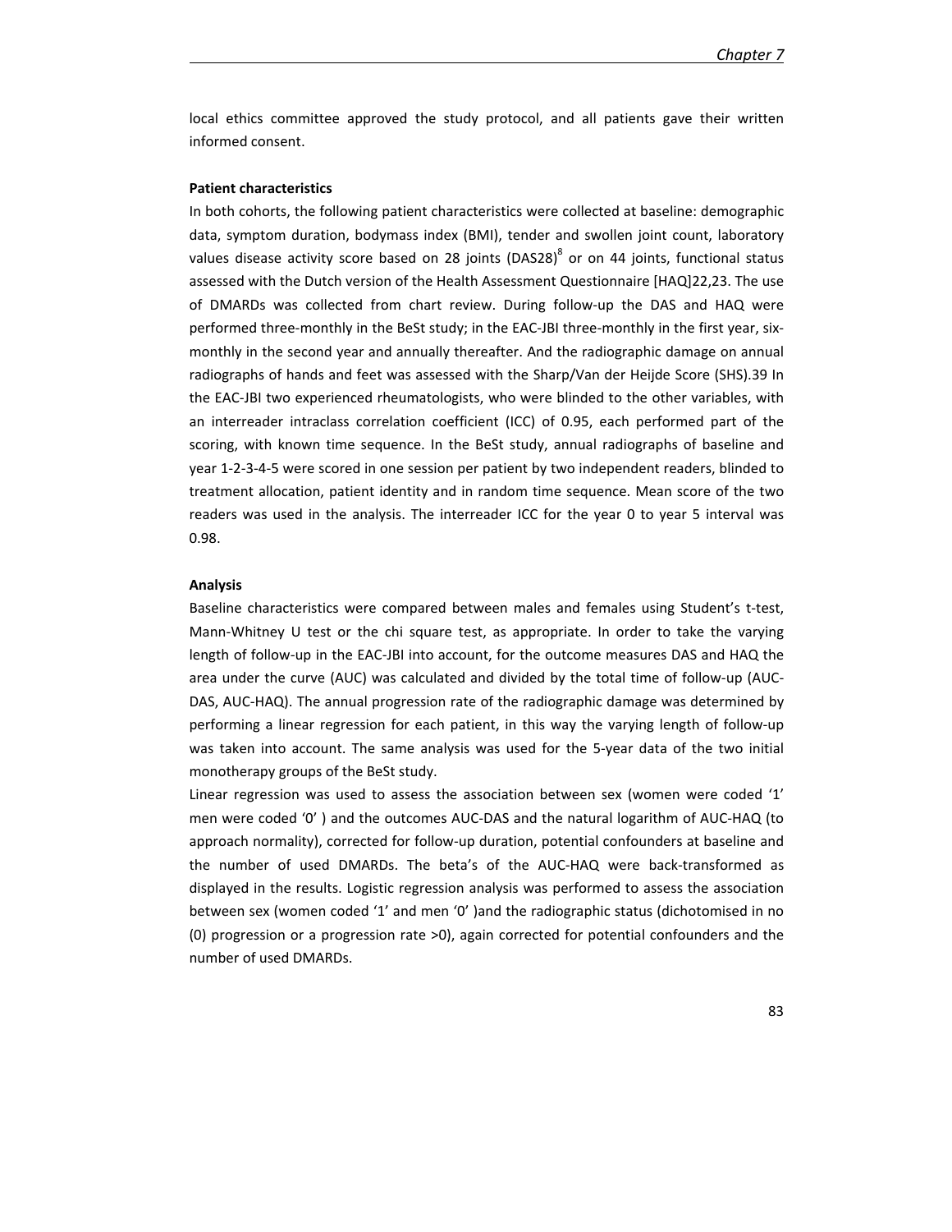local ethics committee approved the study protocol, and all patients gave their written informed consent.

**Patient characteristics**

In both cohorts, the following patient characteristics were collected at baseline: demographic data, symptom duration, bodymass index (BMI), tender and swollen joint count, laboratory values disease activity score based on 28 joints (DAS28)[8] or on 44 joints, functional status assessed with the Dutch version of the Health Assessment Questionnaire [HAQ]22,23. The use of DMARDs was collected from chart review. During follow-up the DAS and HAQ were performed three-monthly in the BeSt study; in the EAC-JBI three-monthly in the first year, six-monthly in the second year and annually thereafter. And the radiographic damage on annual radiographs of hands and feet was assessed with the Sharp/Van der Heijde Score (SHS).39 In the EAC-JBI two experienced rheumatologists, who were blinded to the other variables, with an interreader intraclass correlation coefficient (ICC) of 0.95, each performed part of the scoring, with known time sequence. In the BeSt study, annual radiographs of baseline and year 1-2-3-4-5 were scored in one session per patient by two independent readers, blinded to treatment allocation, patient identity and in random time sequence. Mean score of the two readers was used in the analysis. The interreader ICC for the year 0 to year 5 interval was 0.98.

**Analysis**

Baseline characteristics were compared between males and females using Student's t-test, Mann-Whitney U test or the chi square test, as appropriate. In order to take the varying length of follow-up in the EAC-JBI into account, for the outcome measures DAS and HAQ the area under the curve (AUC) was calculated and divided by the total time of follow-up (AUC-DAS, AUC-HAQ). The annual progression rate of the radiographic damage was determined by performing a linear regression for each patient, in this way the varying length of follow-up was taken into account. The same analysis was used for the 5-year data of the two initial monotherapy groups of the BeSt study.

Linear regression was used to assess the association between sex (women were coded '1' men were coded '0' ) and the outcomes AUC-DAS and the natural logarithm of AUC-HAQ (to approach normality), corrected for follow-up duration, potential confounders at baseline and the number of used DMARDs. The beta's of the AUC-HAQ were back-transformed as displayed in the results. Logistic regression analysis was performed to assess the association between sex (women coded '1' and men '0' )and the radiographic status (dichotomised in no (0) progression or a progression rate >0), again corrected for potential confounders and the number of used DMARDs.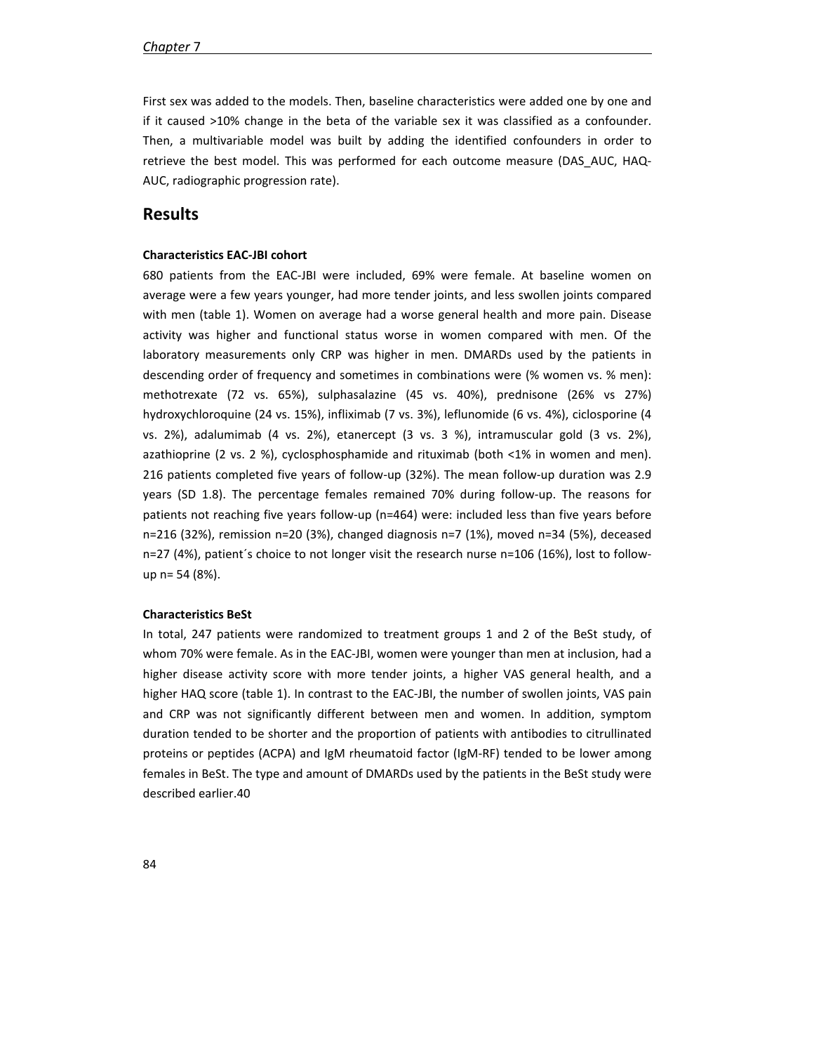First sex was added to the models. Then, baseline characteristics were added one by one and if it caused >10% change in the beta of the variable sex it was classified as a confounder. Then, a multivariable model was built by adding the identified confounders in order to retrieve the best model. This was performed for each outcome measure (DAS_AUC, HAQ-AUC, radiographic progression rate).

## Results

**Characteristics EAC-JBI cohort**

680 patients from the EAC-JBI were included, 69% were female. At baseline women on average were a few years younger, had more tender joints, and less swollen joints compared with men (table 1). Women on average had a worse general health and more pain. Disease activity was higher and functional status worse in women compared with men. Of the laboratory measurements only CRP was higher in men. DMARDs used by the patients in descending order of frequency and sometimes in combinations were (% women vs. % men): methotrexate (72 vs. 65%), sulphasalazine (45 vs. 40%), prednisone (26% vs 27%) hydroxychloroquine (24 vs. 15%), infliximab (7 vs. 3%), leflunomide (6 vs. 4%), ciclosporine (4 vs. 2%), adalumimab (4 vs. 2%), etanercept (3 vs. 3 %), intramuscular gold (3 vs. 2%), azathioprine (2 vs. 2 %), cyclosphosphamide and rituximab (both <1% in women and men). 216 patients completed five years of follow-up (32%). The mean follow-up duration was 2.9 years (SD 1.8). The percentage females remained 70% during follow-up. The reasons for patients not reaching five years follow-up (n=464) were: included less than five years before n=216 (32%), remission n=20 (3%), changed diagnosis n=7 (1%), moved n=34 (5%), deceased n=27 (4%), patient´s choice to not longer visit the research nurse n=106 (16%), lost to follow-up n= 54 (8%).

**Characteristics BeSt**

In total, 247 patients were randomized to treatment groups 1 and 2 of the BeSt study, of whom 70% were female. As in the EAC-JBI, women were younger than men at inclusion, had a higher disease activity score with more tender joints, a higher VAS general health, and a higher HAQ score (table 1). In contrast to the EAC-JBI, the number of swollen joints, VAS pain and CRP was not significantly different between men and women. In addition, symptom duration tended to be shorter and the proportion of patients with antibodies to citrullinated proteins or peptides (ACPA) and IgM rheumatoid factor (IgM-RF) tended to be lower among females in BeSt. The type and amount of DMARDs used by the patients in the BeSt study were described earlier.[40]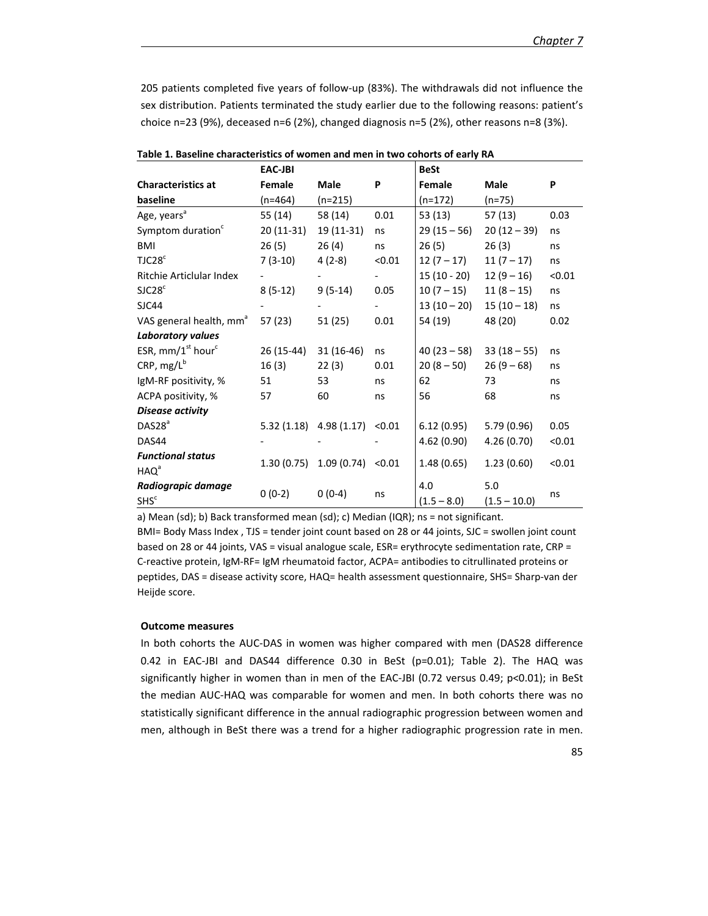205 patients completed five years of follow-up (83%). The withdrawals did not influence the sex distribution. Patients terminated the study earlier due to the following reasons: patient's choice n=23 (9%), deceased n=6 (2%), changed diagnosis n=5 (2%), other reasons n=8 (3%).

**Table 1. Baseline characteristics of women and men in two cohorts of early RA**

| | EAC-JBI | | | BeSt | | |
|---|---|---|---|---|---|---|
| **Characteristics at baseline** | **Female** (n=464) | **Male** (n=215) | **P** | **Female** (n=172) | **Male** (n=75) | **P** |
| Age, years[a] | 55 (14) | 58 (14) | 0.01 | 53 (13) | 57 (13) | 0.03 |
| Symptom duration[c] | 20 (11-31) | 19 (11-31) | ns | 29 (15 – 56) | 20 (12 – 39) | ns |
| BMI | 26 (5) | 26 (4) | ns | 26 (5) | 26 (3) | ns |
| TJC28[c] | 7 (3-10) | 4 (2-8) | <0.01 | 12 (7 – 17) | 11 (7 – 17) | ns |
| Ritchie Articlular Index | - | - | - | 15 (10 - 20) | 12 (9 – 16) | <0.01 |
| SJC28[c] | 8 (5-12) | 9 (5-14) | 0.05 | 10 (7 – 15) | 11 (8 – 15) | ns |
| SJC44 | - | - | - | 13 (10 – 20) | 15 (10 – 18) | ns |
| VAS general health, mm[a] | 57 (23) | 51 (25) | 0.01 | 54 (19) | 48 (20) | 0.02 |
| ***Laboratory values*** | | | | | | |
| ESR, mm/1[st] hour[c] | 26 (15-44) | 31 (16-46) | ns | 40 (23 – 58) | 33 (18 – 55) | ns |
| CRP, mg/L[b] | 16 (3) | 22 (3) | 0.01 | 20 (8 – 50) | 26 (9 – 68) | ns |
| IgM-RF positivity, % | 51 | 53 | ns | 62 | 73 | ns |
| ACPA positivity, % | 57 | 60 | ns | 56 | 68 | ns |
| ***Disease activity*** | | | | | | |
| DAS28[a] | 5.32 (1.18) | 4.98 (1.17) | <0.01 | 6.12 (0.95) | 5.79 (0.96) | 0.05 |
| DAS44 | - | - | - | 4.62 (0.90) | 4.26 (0.70) | <0.01 |
| ***Functional status*** HAQ[a] | 1.30 (0.75) | 1.09 (0.74) | <0.01 | 1.48 (0.65) | 1.23 (0.60) | <0.01 |
| ***Radiograpic damage*** SHS[c] | 0 (0-2) | 0 (0-4) | ns | 4.0 (1.5 – 8.0) | 5.0 (1.5 – 10.0) | ns |

a) Mean (sd); b) Back transformed mean (sd); c) Median (IQR); ns = not significant.
BMI= Body Mass Index , TJS = tender joint count based on 28 or 44 joints, SJC = swollen joint count based on 28 or 44 joints, VAS = visual analogue scale, ESR= erythrocyte sedimentation rate, CRP = C-reactive protein, IgM-RF= IgM rheumatoid factor, ACPA= antibodies to citrullinated proteins or peptides, DAS = disease activity score, HAQ= health assessment questionnaire, SHS= Sharp-van der Heijde score.

#### Outcome measures

In both cohorts the AUC-DAS in women was higher compared with men (DAS28 difference 0.42 in EAC-JBI and DAS44 difference 0.30 in BeSt (p=0.01); Table 2). The HAQ was significantly higher in women than in men of the EAC-JBI (0.72 versus 0.49; p<0.01); in BeSt the median AUC-HAQ was comparable for women and men. In both cohorts there was no statistically significant difference in the annual radiographic progression between women and men, although in BeSt there was a trend for a higher radiographic progression rate in men.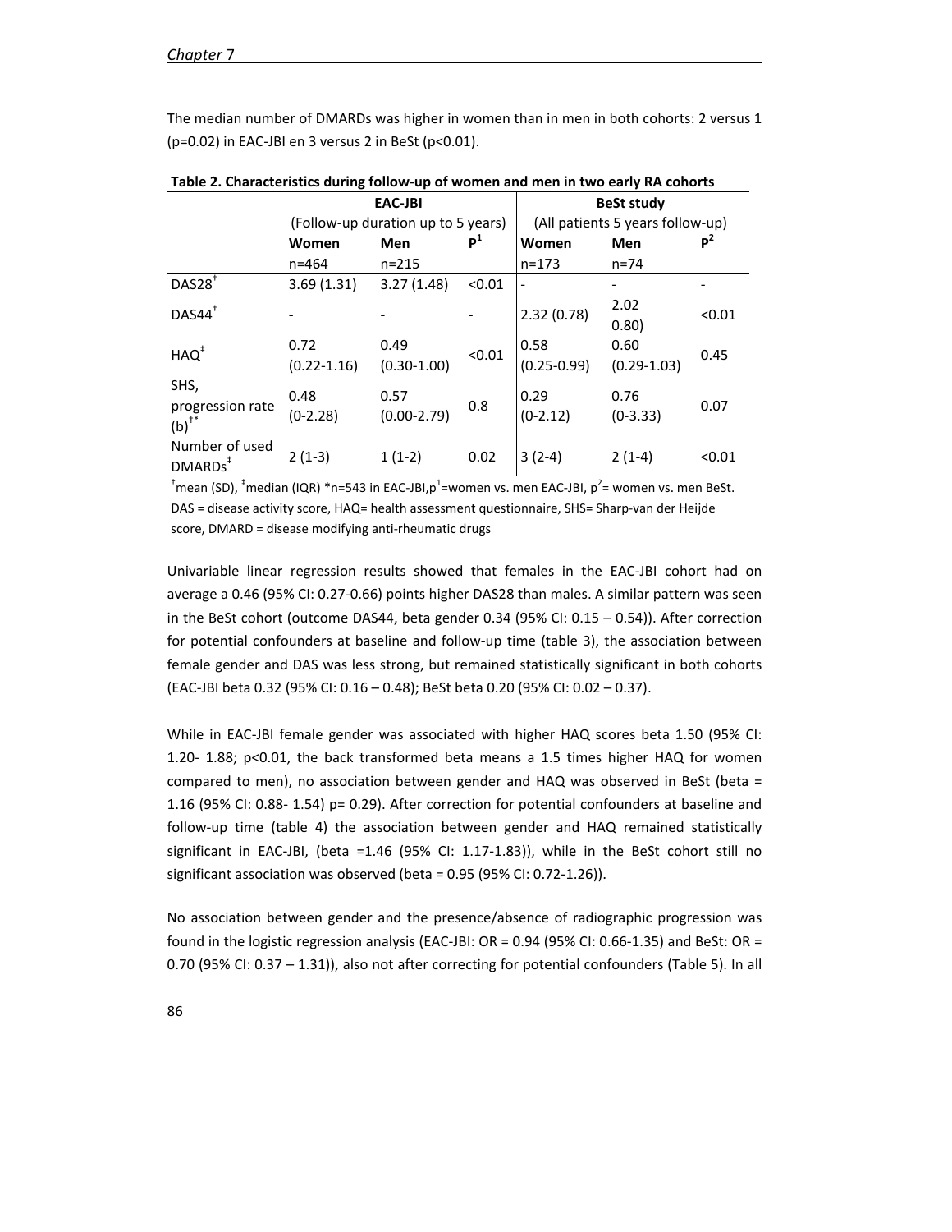The median number of DMARDs was higher in women than in men in both cohorts: 2 versus 1 (p=0.02) in EAC-JBI en 3 versus 2 in BeSt (p<0.01).

**Table 2. Characteristics during follow-up of women and men in two early RA cohorts**

| | EAC-JBI (Follow-up duration up to 5 years) | | | BeSt study (All patients 5 years follow-up) | | |
|---|---|---|---|---|---|---|
| | **Women** n=464 | **Men** n=215 | **P[1]** | **Women** n=173 | **Men** n=74 | **P[2]** |
| DAS28[†] | 3.69 (1.31) | 3.27 (1.48) | <0.01 | - | - | - |
| DAS44[†] | - | - | - | 2.32 (0.78) | 2.02 0.80) | <0.01 |
| HAQ[‡] | 0.72 (0.22-1.16) | 0.49 (0.30-1.00) | <0.01 | 0.58 (0.25-0.99) | 0.60 (0.29-1.03) | 0.45 |
| SHS, progression rate (b)[‡*] | 0.48 (0-2.28) | 0.57 (0.00-2.79) | 0.8 | 0.29 (0-2.12) | 0.76 (0-3.33) | 0.07 |
| Number of used DMARDs[‡] | 2 (1-3) | 1 (1-2) | 0.02 | 3 (2-4) | 2 (1-4) | <0.01 |

[†]mean (SD), [‡]median (IQR) *n=543 in EAC-JBI,p[1]=women vs. men EAC-JBI, p[2]= women vs. men BeSt. DAS = disease activity score, HAQ= health assessment questionnaire, SHS= Sharp-van der Heijde score, DMARD = disease modifying anti-rheumatic drugs

Univariable linear regression results showed that females in the EAC-JBI cohort had on average a 0.46 (95% CI: 0.27-0.66) points higher DAS28 than males. A similar pattern was seen in the BeSt cohort (outcome DAS44, beta gender 0.34 (95% CI: 0.15 – 0.54)). After correction for potential confounders at baseline and follow-up time (table 3), the association between female gender and DAS was less strong, but remained statistically significant in both cohorts (EAC-JBI beta 0.32 (95% CI: 0.16 – 0.48); BeSt beta 0.20 (95% CI: 0.02 – 0.37).

While in EAC-JBI female gender was associated with higher HAQ scores beta 1.50 (95% CI: 1.20- 1.88; p<0.01, the back transformed beta means a 1.5 times higher HAQ for women compared to men), no association between gender and HAQ was observed in BeSt (beta = 1.16 (95% CI: 0.88- 1.54) p= 0.29). After correction for potential confounders at baseline and follow-up time (table 4) the association between gender and HAQ remained statistically significant in EAC-JBI, (beta =1.46 (95% CI: 1.17-1.83)), while in the BeSt cohort still no significant association was observed (beta = 0.95 (95% CI: 0.72-1.26)).

No association between gender and the presence/absence of radiographic progression was found in the logistic regression analysis (EAC-JBI: OR = 0.94 (95% CI: 0.66-1.35) and BeSt: OR = 0.70 (95% CI: 0.37 – 1.31)), also not after correcting for potential confounders (Table 5). In all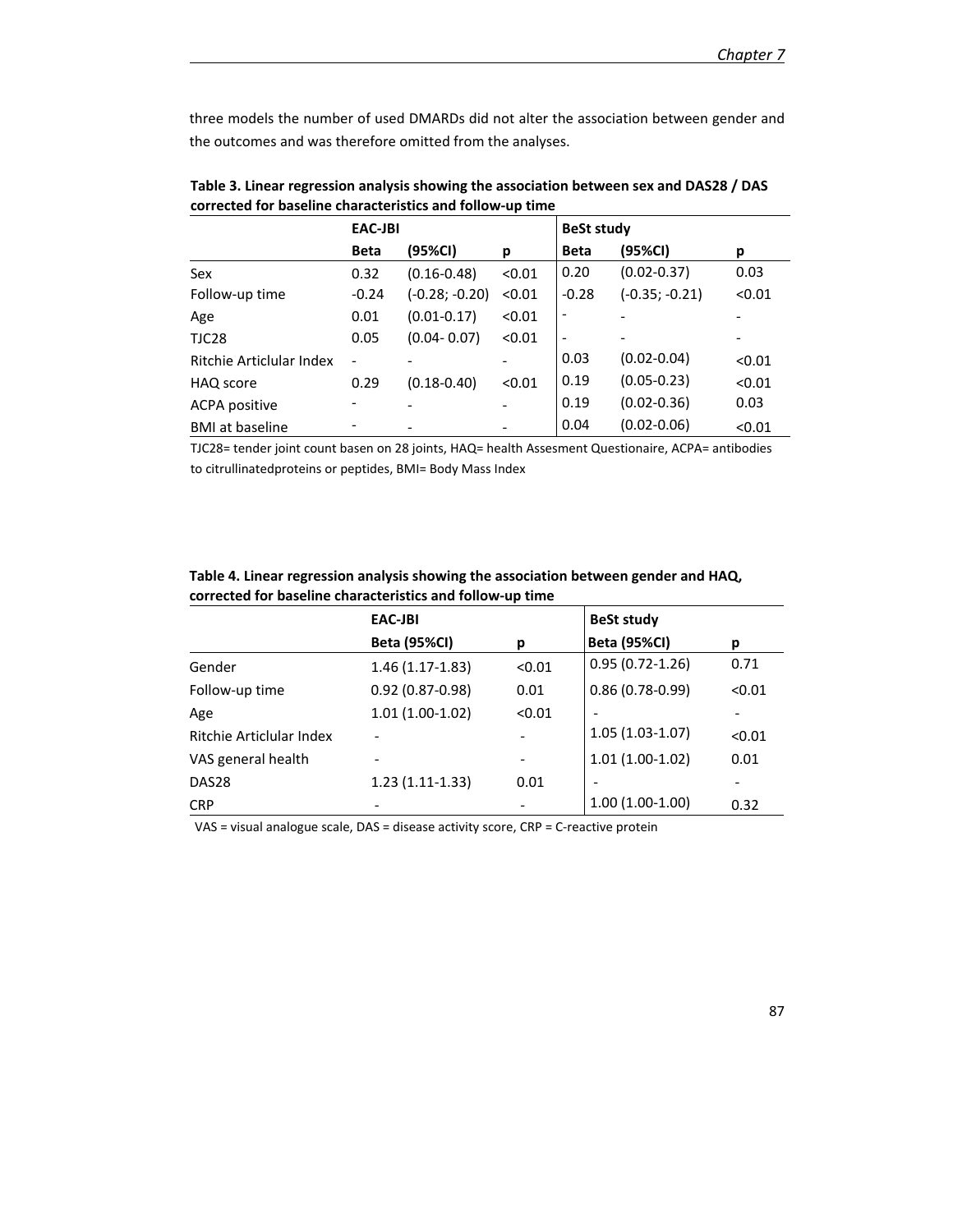three models the number of used DMARDs did not alter the association between gender and the outcomes and was therefore omitted from the analyses.

**Table 3. Linear regression analysis showing the association between sex and DAS28 / DAS corrected for baseline characteristics and follow-up time**

| | EAC-JBI | | | BeSt study | | |
|---|---|---|---|---|---|---|
| | **Beta** | **(95%CI)** | **p** | **Beta** | **(95%CI)** | **p** |
| Sex | 0.32 | (0.16-0.48) | <0.01 | 0.20 | (0.02-0.37) | 0.03 |
| Follow-up time | -0.24 | (-0.28; -0.20) | <0.01 | -0.28 | (-0.35; -0.21) | <0.01 |
| Age | 0.01 | (0.01-0.17) | <0.01 | - | - | - |
| TJC28 | 0.05 | (0.04- 0.07) | <0.01 | - | - | - |
| Ritchie Articlular Index | - | - | - | 0.03 | (0.02-0.04) | <0.01 |
| HAQ score | 0.29 | (0.18-0.40) | <0.01 | 0.19 | (0.05-0.23) | <0.01 |
| ACPA positive | - | - | - | 0.19 | (0.02-0.36) | 0.03 |
| BMI at baseline | - | - | - | 0.04 | (0.02-0.06) | <0.01 |

TJC28= tender joint count basen on 28 joints, HAQ= health Assesment Questionaire, ACPA= antibodies to citrullinatedproteins or peptides, BMI= Body Mass Index

**Table 4. Linear regression analysis showing the association between gender and HAQ, corrected for baseline characteristics and follow-up time**

| | EAC-JBI | | BeSt study | |
|---|---|---|---|---|
| | **Beta (95%CI)** | **p** | **Beta (95%CI)** | **p** |
| Gender | 1.46 (1.17-1.83) | <0.01 | 0.95 (0.72-1.26) | 0.71 |
| Follow-up time | 0.92 (0.87-0.98) | 0.01 | 0.86 (0.78-0.99) | <0.01 |
| Age | 1.01 (1.00-1.02) | <0.01 | - | - |
| Ritchie Articlular Index | - | - | 1.05 (1.03-1.07) | <0.01 |
| VAS general health | - | - | 1.01 (1.00-1.02) | 0.01 |
| DAS28 | 1.23 (1.11-1.33) | 0.01 | - | - |
| CRP | - | - | 1.00 (1.00-1.00) | 0.32 |

VAS = visual analogue scale, DAS = disease activity score, CRP = C-reactive protein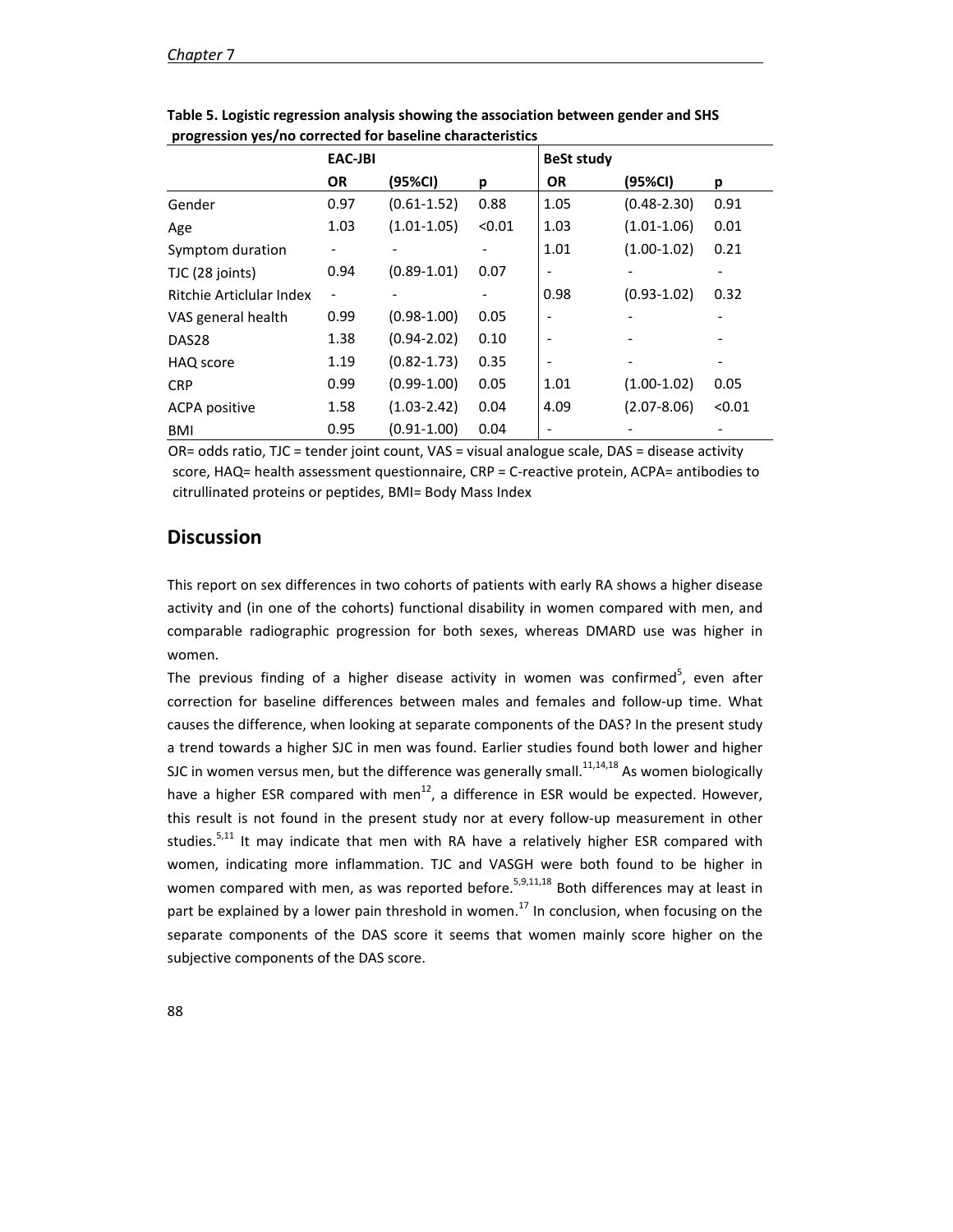**Table 5. Logistic regression analysis showing the association between gender and SHS progression yes/no corrected for baseline characteristics**

| | EAC-JBI | | | BeSt study | | |
|---|---|---|---|---|---|---|
| | OR | (95%CI) | p | OR | (95%CI) | p |
| Gender | 0.97 | (0.61-1.52) | 0.88 | 1.05 | (0.48-2.30) | 0.91 |
| Age | 1.03 | (1.01-1.05) | <0.01 | 1.03 | (1.01-1.06) | 0.01 |
| Symptom duration | - | - | - | 1.01 | (1.00-1.02) | 0.21 |
| TJC (28 joints) | 0.94 | (0.89-1.01) | 0.07 | - | - | - |
| Ritchie Articular Index | - | - | - | 0.98 | (0.93-1.02) | 0.32 |
| VAS general health | 0.99 | (0.98-1.00) | 0.05 | - | - | - |
| DAS28 | 1.38 | (0.94-2.02) | 0.10 | - | - | - |
| HAQ score | 1.19 | (0.82-1.73) | 0.35 | - | - | - |
| CRP | 0.99 | (0.99-1.00) | 0.05 | 1.01 | (1.00-1.02) | 0.05 |
| ACPA positive | 1.58 | (1.03-2.42) | 0.04 | 4.09 | (2.07-8.06) | <0.01 |
| BMI | 0.95 | (0.91-1.00) | 0.04 | - | - | - |

OR= odds ratio, TJC = tender joint count, VAS = visual analogue scale, DAS = disease activity score, HAQ= health assessment questionnaire, CRP = C-reactive protein, ACPA= antibodies to citrullinated proteins or peptides, BMI= Body Mass Index

## Discussion

This report on sex differences in two cohorts of patients with early RA shows a higher disease activity and (in one of the cohorts) functional disability in women compared with men, and comparable radiographic progression for both sexes, whereas DMARD use was higher in women.

The previous finding of a higher disease activity in women was confirmed[5], even after correction for baseline differences between males and females and follow-up time. What causes the difference, when looking at separate components of the DAS? In the present study a trend towards a higher SJC in men was found. Earlier studies found both lower and higher SJC in women versus men, but the difference was generally small.[11,14,18] As women biologically have a higher ESR compared with men[12], a difference in ESR would be expected. However, this result is not found in the present study nor at every follow-up measurement in other studies.[5,11] It may indicate that men with RA have a relatively higher ESR compared with women, indicating more inflammation. TJC and VASGH were both found to be higher in women compared with men, as was reported before.[5,9,11,18] Both differences may at least in part be explained by a lower pain threshold in women.[17] In conclusion, when focusing on the separate components of the DAS score it seems that women mainly score higher on the subjective components of the DAS score.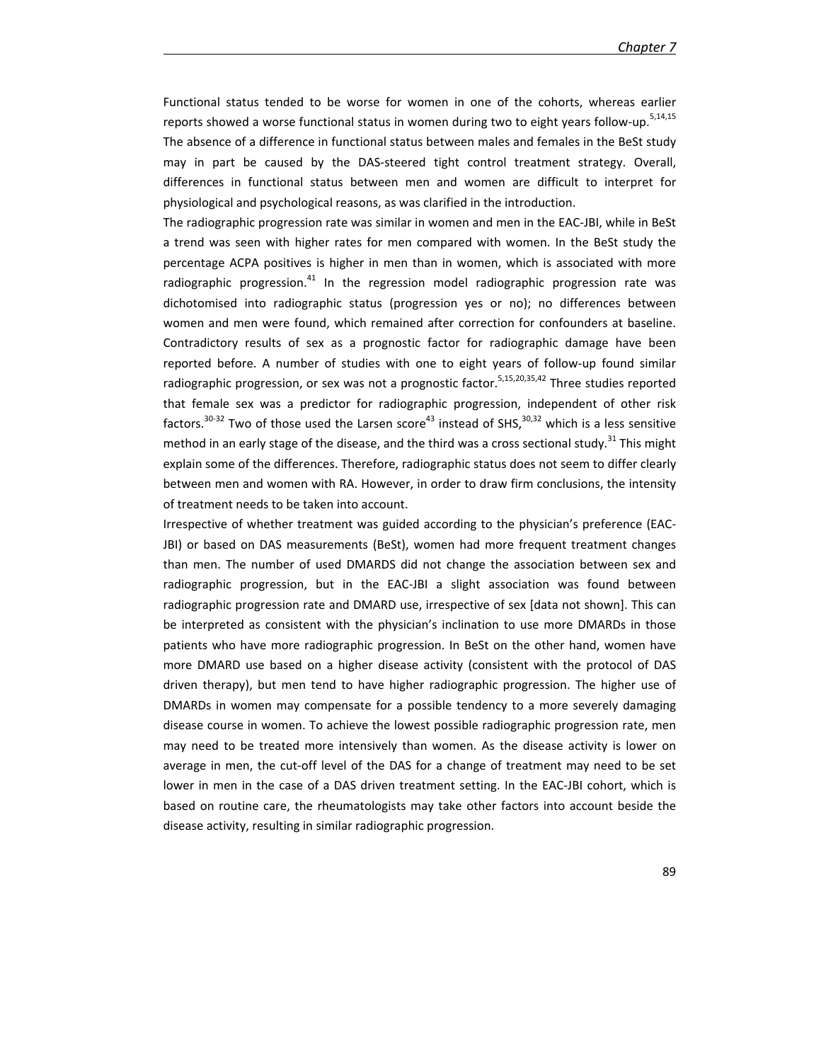Functional status tended to be worse for women in one of the cohorts, whereas earlier reports showed a worse functional status in women during two to eight years follow-up.[5,14,15] The absence of a difference in functional status between males and females in the BeSt study may in part be caused by the DAS-steered tight control treatment strategy. Overall, differences in functional status between men and women are difficult to interpret for physiological and psychological reasons, as was clarified in the introduction.

The radiographic progression rate was similar in women and men in the EAC-JBI, while in BeSt a trend was seen with higher rates for men compared with women. In the BeSt study the percentage ACPA positives is higher in men than in women, which is associated with more radiographic progression.[41] In the regression model radiographic progression rate was dichotomised into radiographic status (progression yes or no); no differences between women and men were found, which remained after correction for confounders at baseline. Contradictory results of sex as a prognostic factor for radiographic damage have been reported before. A number of studies with one to eight years of follow-up found similar radiographic progression, or sex was not a prognostic factor.[5,15,20,35,42] Three studies reported that female sex was a predictor for radiographic progression, independent of other risk factors.[30-32] Two of those used the Larsen score[43] instead of SHS,[30,32] which is a less sensitive method in an early stage of the disease, and the third was a cross sectional study.[31] This might explain some of the differences. Therefore, radiographic status does not seem to differ clearly between men and women with RA. However, in order to draw firm conclusions, the intensity of treatment needs to be taken into account.

Irrespective of whether treatment was guided according to the physician's preference (EAC-JBI) or based on DAS measurements (BeSt), women had more frequent treatment changes than men. The number of used DMARDS did not change the association between sex and radiographic progression, but in the EAC-JBI a slight association was found between radiographic progression rate and DMARD use, irrespective of sex [data not shown]. This can be interpreted as consistent with the physician's inclination to use more DMARDs in those patients who have more radiographic progression. In BeSt on the other hand, women have more DMARD use based on a higher disease activity (consistent with the protocol of DAS driven therapy), but men tend to have higher radiographic progression. The higher use of DMARDs in women may compensate for a possible tendency to a more severely damaging disease course in women. To achieve the lowest possible radiographic progression rate, men may need to be treated more intensively than women. As the disease activity is lower on average in men, the cut-off level of the DAS for a change of treatment may need to be set lower in men in the case of a DAS driven treatment setting. In the EAC-JBI cohort, which is based on routine care, the rheumatologists may take other factors into account beside the disease activity, resulting in similar radiographic progression.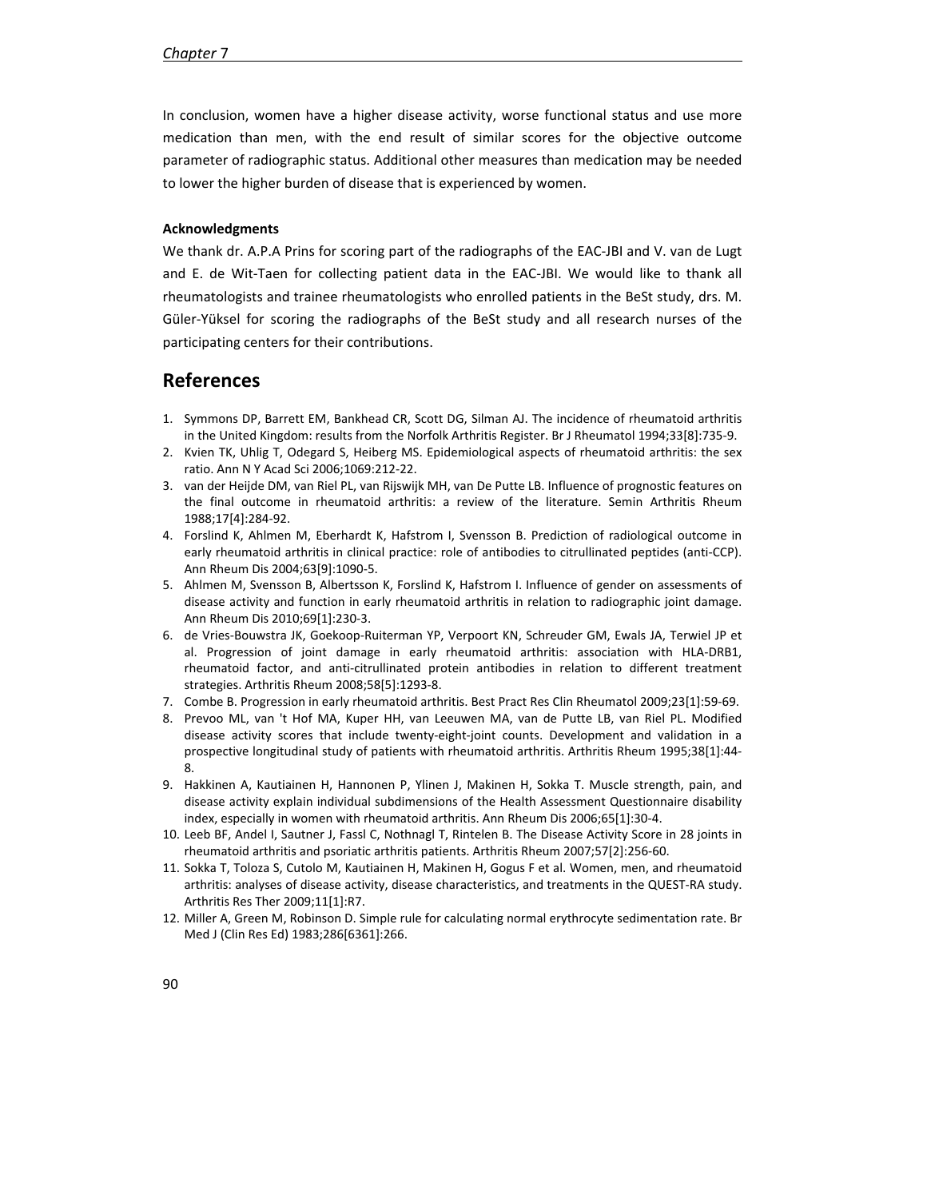In conclusion, women have a higher disease activity, worse functional status and use more medication than men, with the end result of similar scores for the objective outcome parameter of radiographic status. Additional other measures than medication may be needed to lower the higher burden of disease that is experienced by women.

**Acknowledgments**

We thank dr. A.P.A Prins for scoring part of the radiographs of the EAC-JBI and V. van de Lugt and E. de Wit-Taen for collecting patient data in the EAC-JBI. We would like to thank all rheumatologists and trainee rheumatologists who enrolled patients in the BeSt study, drs. M. Güler-Yüksel for scoring the radiographs of the BeSt study and all research nurses of the participating centers for their contributions.

## References

1. Symmons DP, Barrett EM, Bankhead CR, Scott DG, Silman AJ. The incidence of rheumatoid arthritis in the United Kingdom: results from the Norfolk Arthritis Register. Br J Rheumatol 1994;33[8]:735-9.
2. Kvien TK, Uhlig T, Odegard S, Heiberg MS. Epidemiological aspects of rheumatoid arthritis: the sex ratio. Ann N Y Acad Sci 2006;1069:212-22.
3. van der Heijde DM, van Riel PL, van Rijswijk MH, van De Putte LB. Influence of prognostic features on the final outcome in rheumatoid arthritis: a review of the literature. Semin Arthritis Rheum 1988;17[4]:284-92.
4. Forslind K, Ahlmen M, Eberhardt K, Hafstrom I, Svensson B. Prediction of radiological outcome in early rheumatoid arthritis in clinical practice: role of antibodies to citrullinated peptides (anti-CCP). Ann Rheum Dis 2004;63[9]:1090-5.
5. Ahlmen M, Svensson B, Albertsson K, Forslind K, Hafstrom I. Influence of gender on assessments of disease activity and function in early rheumatoid arthritis in relation to radiographic joint damage. Ann Rheum Dis 2010;69[1]:230-3.
6. de Vries-Bouwstra JK, Goekoop-Ruiterman YP, Verpoort KN, Schreuder GM, Ewals JA, Terwiel JP et al. Progression of joint damage in early rheumatoid arthritis: association with HLA-DRB1, rheumatoid factor, and anti-citrullinated protein antibodies in relation to different treatment strategies. Arthritis Rheum 2008;58[5]:1293-8.
7. Combe B. Progression in early rheumatoid arthritis. Best Pract Res Clin Rheumatol 2009;23[1]:59-69.
8. Prevoo ML, van 't Hof MA, Kuper HH, van Leeuwen MA, van de Putte LB, van Riel PL. Modified disease activity scores that include twenty-eight-joint counts. Development and validation in a prospective longitudinal study of patients with rheumatoid arthritis. Arthritis Rheum 1995;38[1]:44-8.
9. Hakkinen A, Kautiainen H, Hannonen P, Ylinen J, Makinen H, Sokka T. Muscle strength, pain, and disease activity explain individual subdimensions of the Health Assessment Questionnaire disability index, especially in women with rheumatoid arthritis. Ann Rheum Dis 2006;65[1]:30-4.
10. Leeb BF, Andel I, Sautner J, Fassl C, Nothnagl T, Rintelen B. The Disease Activity Score in 28 joints in rheumatoid arthritis and psoriatic arthritis patients. Arthritis Rheum 2007;57[2]:256-60.
11. Sokka T, Toloza S, Cutolo M, Kautiainen H, Makinen H, Gogus F et al. Women, men, and rheumatoid arthritis: analyses of disease activity, disease characteristics, and treatments in the QUEST-RA study. Arthritis Res Ther 2009;11[1]:R7.
12. Miller A, Green M, Robinson D. Simple rule for calculating normal erythrocyte sedimentation rate. Br Med J (Clin Res Ed) 1983;286[6361]:266.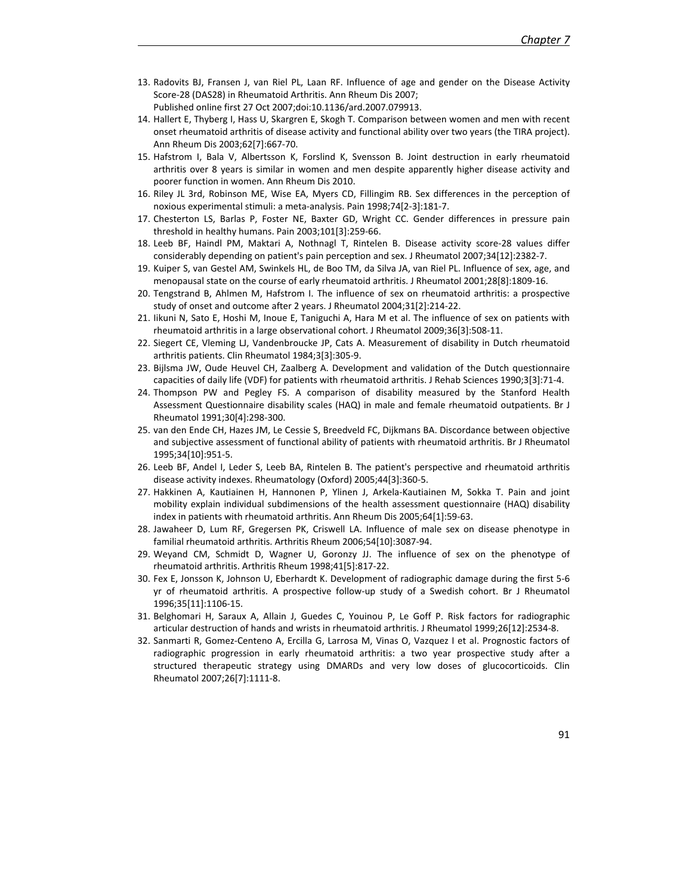13. Radovits BJ, Fransen J, van Riel PL, Laan RF. Influence of age and gender on the Disease Activity Score-28 (DAS28) in Rheumatoid Arthritis. Ann Rheum Dis 2007; Published online first 27 Oct 2007;doi:10.1136/ard.2007.079913.
14. Hallert E, Thyberg I, Hass U, Skargren E, Skogh T. Comparison between women and men with recent onset rheumatoid arthritis of disease activity and functional ability over two years (the TIRA project). Ann Rheum Dis 2003;62[7]:667-70.
15. Hafstrom I, Bala V, Albertsson K, Forslind K, Svensson B. Joint destruction in early rheumatoid arthritis over 8 years is similar in women and men despite apparently higher disease activity and poorer function in women. Ann Rheum Dis 2010.
16. Riley JL 3rd, Robinson ME, Wise EA, Myers CD, Fillingim RB. Sex differences in the perception of noxious experimental stimuli: a meta-analysis. Pain 1998;74[2-3]:181-7.
17. Chesterton LS, Barlas P, Foster NE, Baxter GD, Wright CC. Gender differences in pressure pain threshold in healthy humans. Pain 2003;101[3]:259-66.
18. Leeb BF, Haindl PM, Maktari A, Nothnagl T, Rintelen B. Disease activity score-28 values differ considerably depending on patient's pain perception and sex. J Rheumatol 2007;34[12]:2382-7.
19. Kuiper S, van Gestel AM, Swinkels HL, de Boo TM, da Silva JA, van Riel PL. Influence of sex, age, and menopausal state on the course of early rheumatoid arthritis. J Rheumatol 2001;28[8]:1809-16.
20. Tengstrand B, Ahlmen M, Hafstrom I. The influence of sex on rheumatoid arthritis: a prospective study of onset and outcome after 2 years. J Rheumatol 2004;31[2]:214-22.
21. Iikuni N, Sato E, Hoshi M, Inoue E, Taniguchi A, Hara M et al. The influence of sex on patients with rheumatoid arthritis in a large observational cohort. J Rheumatol 2009;36[3]:508-11.
22. Siegert CE, Vleming LJ, Vandenbroucke JP, Cats A. Measurement of disability in Dutch rheumatoid arthritis patients. Clin Rheumatol 1984;3[3]:305-9.
23. Bijlsma JW, Oude Heuvel CH, Zaalberg A. Development and validation of the Dutch questionnaire capacities of daily life (VDF) for patients with rheumatoid arthritis. J Rehab Sciences 1990;3[3]:71-4.
24. Thompson PW and Pegley FS. A comparison of disability measured by the Stanford Health Assessment Questionnaire disability scales (HAQ) in male and female rheumatoid outpatients. Br J Rheumatol 1991;30[4]:298-300.
25. van den Ende CH, Hazes JM, Le Cessie S, Breedveld FC, Dijkmans BA. Discordance between objective and subjective assessment of functional ability of patients with rheumatoid arthritis. Br J Rheumatol 1995;34[10]:951-5.
26. Leeb BF, Andel I, Leder S, Leeb BA, Rintelen B. The patient's perspective and rheumatoid arthritis disease activity indexes. Rheumatology (Oxford) 2005;44[3]:360-5.
27. Hakkinen A, Kautiainen H, Hannonen P, Ylinen J, Arkela-Kautiainen M, Sokka T. Pain and joint mobility explain individual subdimensions of the health assessment questionnaire (HAQ) disability index in patients with rheumatoid arthritis. Ann Rheum Dis 2005;64[1]:59-63.
28. Jawaheer D, Lum RF, Gregersen PK, Criswell LA. Influence of male sex on disease phenotype in familial rheumatoid arthritis. Arthritis Rheum 2006;54[10]:3087-94.
29. Weyand CM, Schmidt D, Wagner U, Goronzy JJ. The influence of sex on the phenotype of rheumatoid arthritis. Arthritis Rheum 1998;41[5]:817-22.
30. Fex E, Jonsson K, Johnson U, Eberhardt K. Development of radiographic damage during the first 5-6 yr of rheumatoid arthritis. A prospective follow-up study of a Swedish cohort. Br J Rheumatol 1996;35[11]:1106-15.
31. Belghomari H, Saraux A, Allain J, Guedes C, Youinou P, Le Goff P. Risk factors for radiographic articular destruction of hands and wrists in rheumatoid arthritis. J Rheumatol 1999;26[12]:2534-8.
32. Sanmarti R, Gomez-Centeno A, Ercilla G, Larrosa M, Vinas O, Vazquez I et al. Prognostic factors of radiographic progression in early rheumatoid arthritis: a two year prospective study after a structured therapeutic strategy using DMARDs and very low doses of glucocorticoids. Clin Rheumatol 2007;26[7]:1111-8.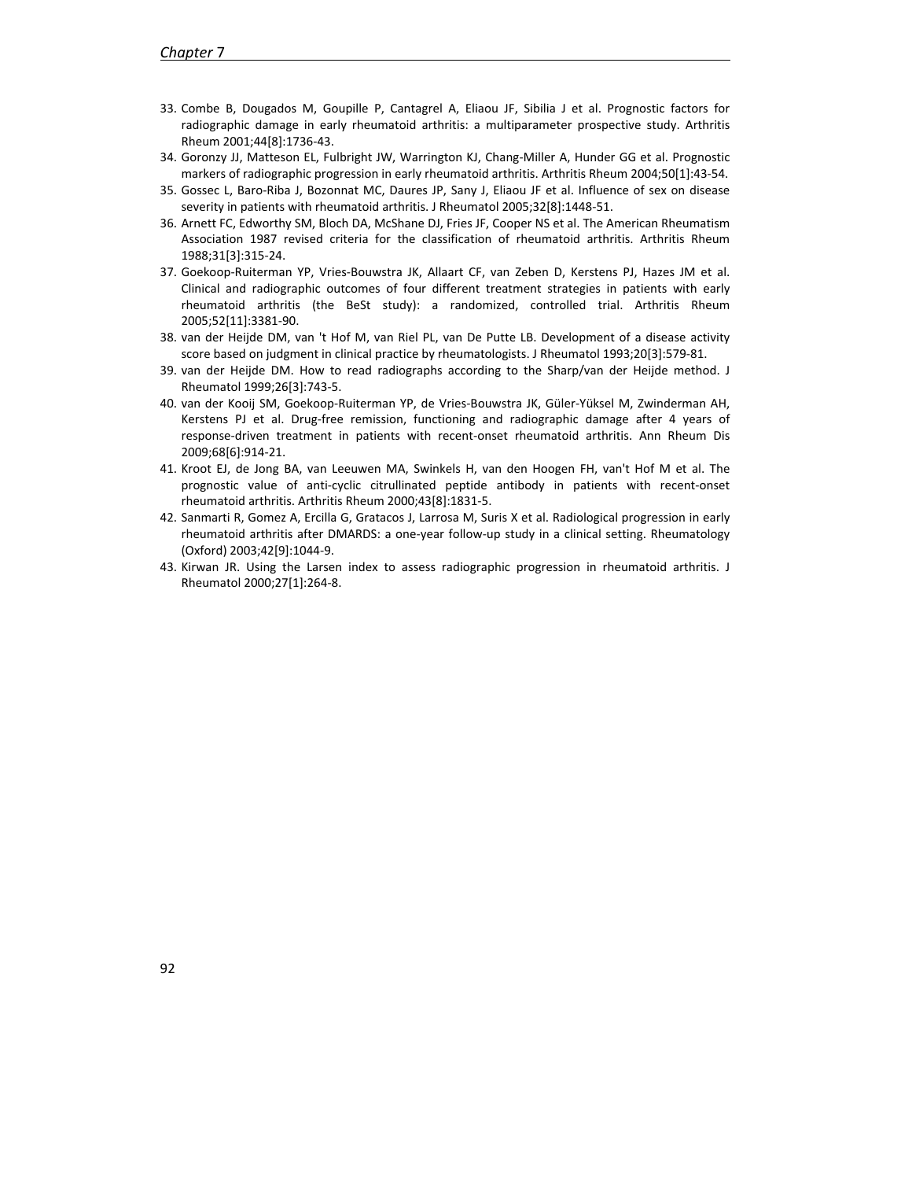33. Combe B, Dougados M, Goupille P, Cantagrel A, Eliaou JF, Sibilia J et al. Prognostic factors for radiographic damage in early rheumatoid arthritis: a multiparameter prospective study. Arthritis Rheum 2001;44[8]:1736-43.
34. Goronzy JJ, Matteson EL, Fulbright JW, Warrington KJ, Chang-Miller A, Hunder GG et al. Prognostic markers of radiographic progression in early rheumatoid arthritis. Arthritis Rheum 2004;50[1]:43-54.
35. Gossec L, Baro-Riba J, Bozonnat MC, Daures JP, Sany J, Eliaou JF et al. Influence of sex on disease severity in patients with rheumatoid arthritis. J Rheumatol 2005;32[8]:1448-51.
36. Arnett FC, Edworthy SM, Bloch DA, McShane DJ, Fries JF, Cooper NS et al. The American Rheumatism Association 1987 revised criteria for the classification of rheumatoid arthritis. Arthritis Rheum 1988;31[3]:315-24.
37. Goekoop-Ruiterman YP, Vries-Bouwstra JK, Allaart CF, van Zeben D, Kerstens PJ, Hazes JM et al. Clinical and radiographic outcomes of four different treatment strategies in patients with early rheumatoid arthritis (the BeSt study): a randomized, controlled trial. Arthritis Rheum 2005;52[11]:3381-90.
38. van der Heijde DM, van 't Hof M, van Riel PL, van De Putte LB. Development of a disease activity score based on judgment in clinical practice by rheumatologists. J Rheumatol 1993;20[3]:579-81.
39. van der Heijde DM. How to read radiographs according to the Sharp/van der Heijde method. J Rheumatol 1999;26[3]:743-5.
40. van der Kooij SM, Goekoop-Ruiterman YP, de Vries-Bouwstra JK, Güler-Yüksel M, Zwinderman AH, Kerstens PJ et al. Drug-free remission, functioning and radiographic damage after 4 years of response-driven treatment in patients with recent-onset rheumatoid arthritis. Ann Rheum Dis 2009;68[6]:914-21.
41. Kroot EJ, de Jong BA, van Leeuwen MA, Swinkels H, van den Hoogen FH, van't Hof M et al. The prognostic value of anti-cyclic citrullinated peptide antibody in patients with recent-onset rheumatoid arthritis. Arthritis Rheum 2000;43[8]:1831-5.
42. Sanmarti R, Gomez A, Ercilla G, Gratacos J, Larrosa M, Suris X et al. Radiological progression in early rheumatoid arthritis after DMARDS: a one-year follow-up study in a clinical setting. Rheumatology (Oxford) 2003;42[9]:1044-9.
43. Kirwan JR. Using the Larsen index to assess radiographic progression in rheumatoid arthritis. J Rheumatol 2000;27[1]:264-8.